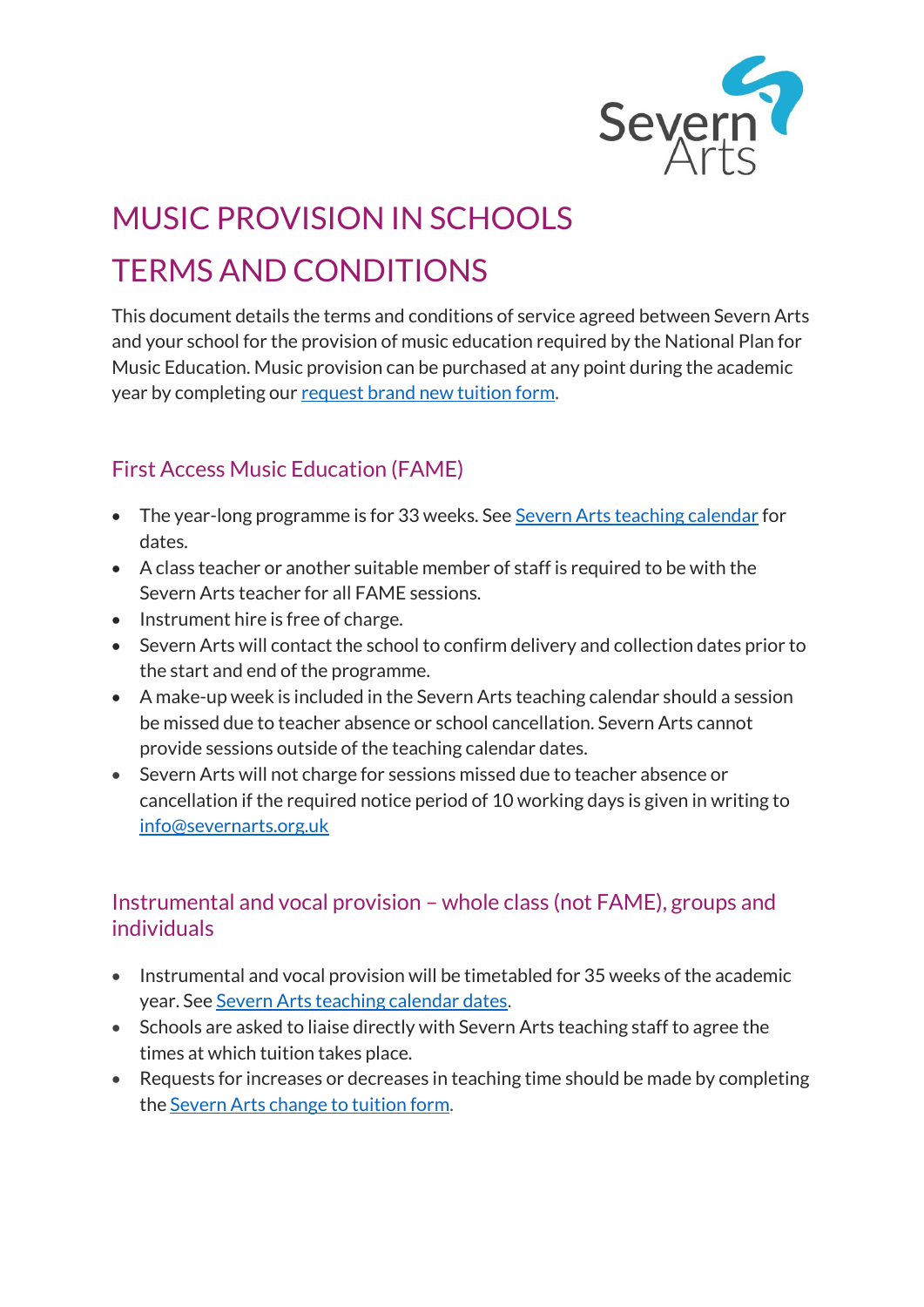# MUSIC PROVISION IN SCHOOLS

# TERMS AND CONDITIONS

This document details the terms and conditions of service agreed between Severn Arts and your school for the provision of music education required by the National Plan for Music Education. Music provision can be purchased at any point during the academic year by completing our request brand new tuition form.

## First Access Music Education (FAME)

- The year-long programme is for 33 weeks. See Severn Arts teaching calendar for dates.
- A class teacher or another suitable member of staff is required to be with the Severn Arts teacher for all FAME sessions.
- Instrument hire is free of charge.
- Severn Arts will contact the school to confirm delivery and collection dates prior to the start and end of the programme.
- A make-up week is included in the Severn Arts teaching calendar should a session be missed due to teacher absence or school cancellation. Severn Arts cannot provide sessions outside of the teaching calendar dates.
- Severn Arts will not charge for sessions missed due to teacher absence or cancellation if the required notice period of 10 working days is given in writing to info@severnarts.org.uk

## Instrumental and vocal provision – whole class (not FAME), groups and individuals

- Instrumental and vocal provision will be timetabled for 35 weeks of the academic year. See Severn Arts teaching calendar dates.
- Schools are asked to liaise directly with Severn Arts teaching staff to agree the times at which tuition takes place.
- Requests for increases or decreases in teaching time should be made by completing the Severn Arts change to tuition form.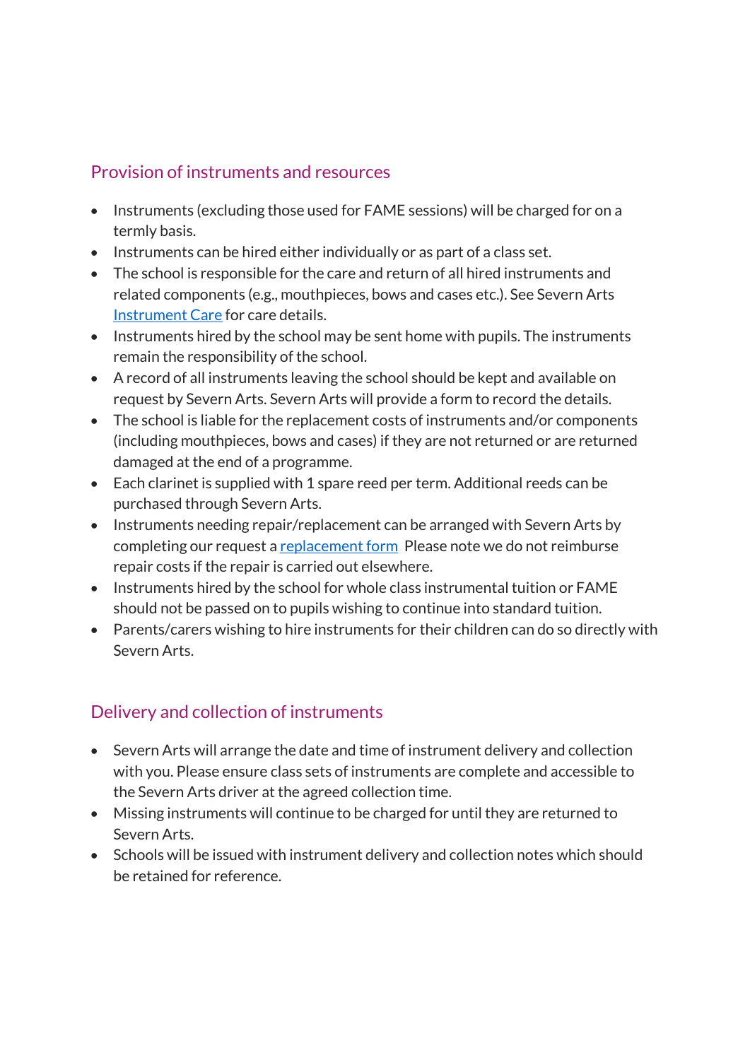## Provision of instruments and resources

- Instruments (excluding those used for FAME sessions) will be charged for on a termly basis.
- Instruments can be hired either individually or as part of a class set.
- The school is responsible for the care and return of all hired instruments and related components (e.g., mouthpieces, bows and cases etc.). See Severn Arts Instrument Care for care details.
- Instruments hired by the school may be sent home with pupils. The instruments remain the responsibility of the school.
- A record of all instruments leaving the school should be kept and available on request by Severn Arts. Severn Arts will provide a form to record the details.
- The school is liable for the replacement costs of instruments and/or components (including mouthpieces, bows and cases) if they are not returned or are returned damaged at the end of a programme.
- Each clarinet is supplied with 1 spare reed per term. Additional reeds can be purchased through Severn Arts.
- Instruments needing repair/replacement can be arranged with Severn Arts by completing our request a replacement form  Please note we do not reimburse repair costs if the repair is carried out elsewhere.
- Instruments hired by the school for whole class instrumental tuition or FAME should not be passed on to pupils wishing to continue into standard tuition.
- Parents/carers wishing to hire instruments for their children can do so directly with Severn Arts.

## Delivery and collection of instruments

- Severn Arts will arrange the date and time of instrument delivery and collection with you. Please ensure class sets of instruments are complete and accessible to the Severn Arts driver at the agreed collection time.
- Missing instruments will continue to be charged for until they are returned to Severn Arts.
- Schools will be issued with instrument delivery and collection notes which should be retained for reference.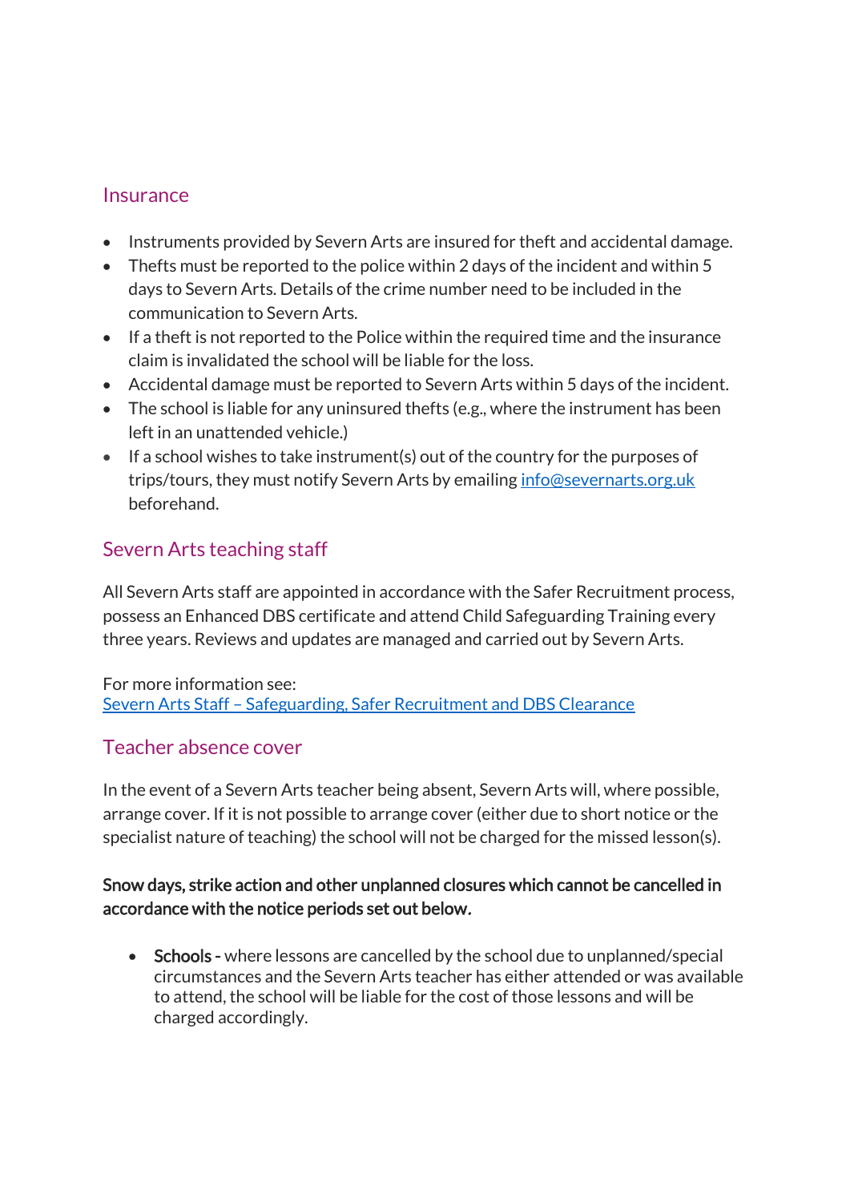## Insurance

- Instruments provided by Severn Arts are insured for theft and accidental damage.
- Thefts must be reported to the police within 2 days of the incident and within 5 days to Severn Arts. Details of the crime number need to be included in the communication to Severn Arts.
- If a theft is not reported to the Police within the required time and the insurance claim is invalidated the school will be liable for the loss.
- Accidental damage must be reported to Severn Arts within 5 days of the incident.
- The school is liable for any uninsured thefts (e.g., where the instrument has been left in an unattended vehicle.)
- If a school wishes to take instrument(s) out of the country for the purposes of trips/tours, they must notify Severn Arts by emailing [info@severnarts.org.uk](mailto:info@severnarts.org.uk) beforehand.

## Severn Arts teaching staff

All Severn Arts staff are appointed in accordance with the Safer Recruitment process, possess an Enhanced DBS certificate and attend Child Safeguarding Training every three years. Reviews and updates are managed and carried out by Severn Arts.

For more information see:
Severn Arts Staff – Safeguarding, Safer Recruitment and DBS Clearance

## Teacher absence cover

In the event of a Severn Arts teacher being absent, Severn Arts will, where possible, arrange cover. If it is not possible to arrange cover (either due to short notice or the specialist nature of teaching) the school will not be charged for the missed lesson(s).

**Snow days, strike action and other unplanned closures which cannot be cancelled in accordance with the notice periods set out below.**

- **Schools -** where lessons are cancelled by the school due to unplanned/special circumstances and the Severn Arts teacher has either attended or was available to attend, the school will be liable for the cost of those lessons and will be charged accordingly.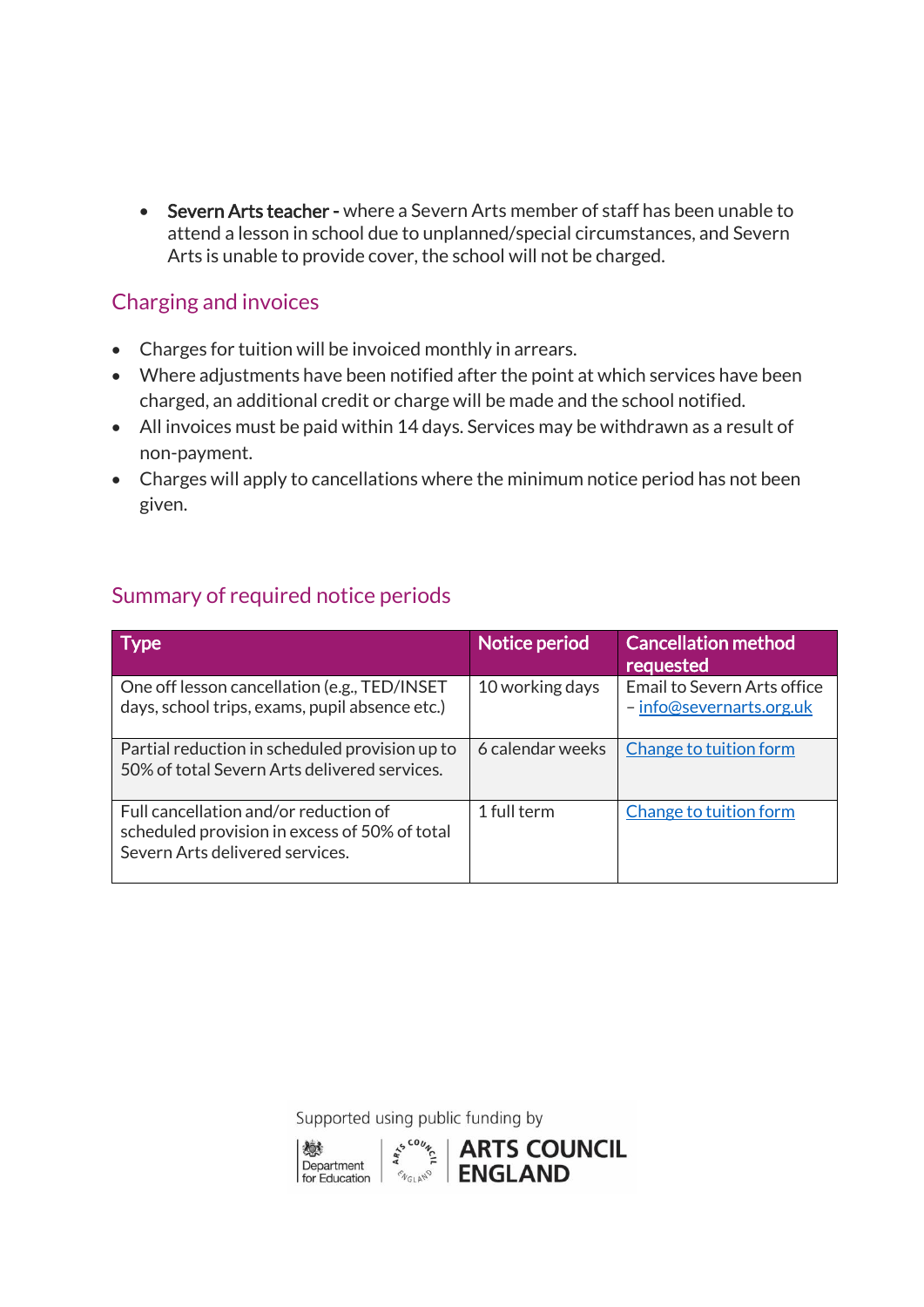- **Severn Arts teacher -** where a Severn Arts member of staff has been unable to attend a lesson in school due to unplanned/special circumstances, and Severn Arts is unable to provide cover, the school will not be charged.

## Charging and invoices

- Charges for tuition will be invoiced monthly in arrears.
- Where adjustments have been notified after the point at which services have been charged, an additional credit or charge will be made and the school notified.
- All invoices must be paid within 14 days. Services may be withdrawn as a result of non-payment.
- Charges will apply to cancellations where the minimum notice period has not been given.

## Summary of required notice periods

| Type | Notice period | Cancellation method requested |
|---|---|---|
| One off lesson cancellation (e.g., TED/INSET days, school trips, exams, pupil absence etc.) | 10 working days | Email to Severn Arts office – info@severnarts.org.uk |
| Partial reduction in scheduled provision up to 50% of total Severn Arts delivered services. | 6 calendar weeks | Change to tuition form |
| Full cancellation and/or reduction of scheduled provision in excess of 50% of total Severn Arts delivered services. | 1 full term | Change to tuition form |

Supported using public funding by

Department for Education | ARTS COUNCIL ENGLAND